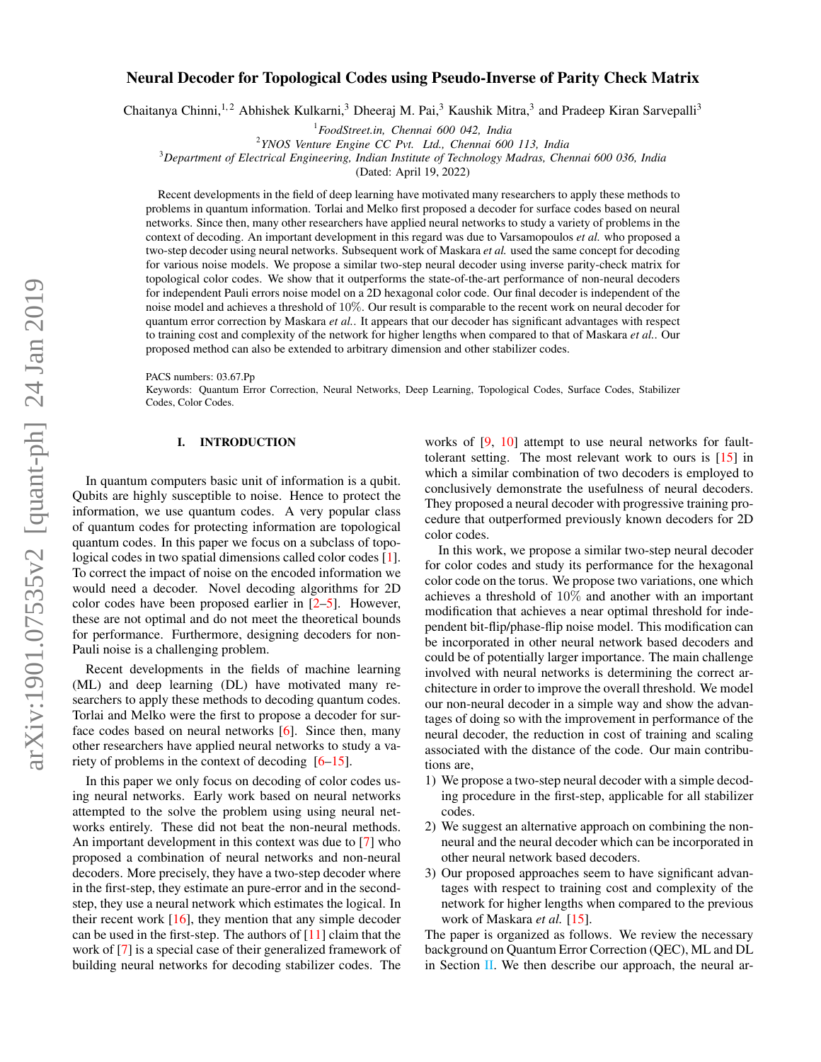# Neural Decoder for Topological Codes using Pseudo-Inverse of Parity Check Matrix

Chaitanya Chinni,[1,2] Abhishek Kulkarni,[3] Dheeraj M. Pai,[3] Kaushik Mitra,[3] and Pradeep Kiran Sarvepalli[3]

[1] *FoodStreet.in, Chennai 600 042, India*
[2] *YNOS Venture Engine CC Pvt. Ltd., Chennai 600 113, India*
[3] *Department of Electrical Engineering, Indian Institute of Technology Madras, Chennai 600 036, India*

(Dated: April 19, 2022)

Recent developments in the field of deep learning have motivated many researchers to apply these methods to problems in quantum information. Torlai and Melko first proposed a decoder for surface codes based on neural networks. Since then, many other researchers have applied neural networks to study a variety of problems in the context of decoding. An important development in this regard was due to Varsamopoulos *et al.* who proposed a two-step decoder using neural networks. Subsequent work of Maskara *et al.* used the same concept for decoding for various noise models. We propose a similar two-step neural decoder using inverse parity-check matrix for topological color codes. We show that it outperforms the state-of-the-art performance of non-neural decoders for independent Pauli errors noise model on a 2D hexagonal color code. Our final decoder is independent of the noise model and achieves a threshold of 10%. Our result is comparable to the recent work on neural decoder for quantum error correction by Maskara *et al.*. It appears that our decoder has significant advantages with respect to training cost and complexity of the network for higher lengths when compared to that of Maskara *et al.*. Our proposed method can also be extended to arbitrary dimension and other stabilizer codes.

PACS numbers: 03.67.Pp
Keywords: Quantum Error Correction, Neural Networks, Deep Learning, Topological Codes, Surface Codes, Stabilizer Codes, Color Codes.

## I. INTRODUCTION

In quantum computers basic unit of information is a qubit. Qubits are highly susceptible to noise. Hence to protect the information, we use quantum codes. A very popular class of quantum codes for protecting information are topological quantum codes. In this paper we focus on a subclass of topological codes in two spatial dimensions called color codes [1]. To correct the impact of noise on the encoded information we would need a decoder. Novel decoding algorithms for 2D color codes have been proposed earlier in [2–5]. However, these are not optimal and do not meet the theoretical bounds for performance. Furthermore, designing decoders for non-Pauli noise is a challenging problem.

Recent developments in the fields of machine learning (ML) and deep learning (DL) have motivated many researchers to apply these methods to decoding quantum codes. Torlai and Melko were the first to propose a decoder for surface codes based on neural networks [6]. Since then, many other researchers have applied neural networks to study a variety of problems in the context of decoding [6–15].

In this paper we only focus on decoding of color codes using neural networks. Early work based on neural networks attempted to the solve the problem using using neural networks entirely. These did not beat the non-neural methods. An important development in this context was due to [7] who proposed a combination of neural networks and non-neural decoders. More precisely, they have a two-step decoder where in the first-step, they estimate an pure-error and in the second-step, they use a neural network which estimates the logical. In their recent work [16], they mention that any simple decoder can be used in the first-step. The authors of [11] claim that the work of [7] is a special case of their generalized framework of building neural networks for decoding stabilizer codes. The works of [9, 10] attempt to use neural networks for fault-tolerant setting. The most relevant work to ours is [15] in which a similar combination of two decoders is employed to conclusively demonstrate the usefulness of neural decoders. They proposed a neural decoder with progressive training procedure that outperformed previously known decoders for 2D color codes.

In this work, we propose a similar two-step neural decoder for color codes and study its performance for the hexagonal color code on the torus. We propose two variations, one which achieves a threshold of 10% and another with an important modification that achieves a near optimal threshold for independent bit-flip/phase-flip noise model. This modification can be incorporated in other neural network based decoders and could be of potentially larger importance. The main challenge involved with neural networks is determining the correct architecture in order to improve the overall threshold. We model our non-neural decoder in a simple way and show the advantages of doing so with the improvement in performance of the neural decoder, the reduction in cost of training and scaling associated with the distance of the code. Our main contributions are,

1) We propose a two-step neural decoder with a simple decoding procedure in the first-step, applicable for all stabilizer codes.
2) We suggest an alternative approach on combining the non-neural and the neural decoder which can be incorporated in other neural network based decoders.
3) Our proposed approaches seem to have significant advantages with respect to training cost and complexity of the network for higher lengths when compared to the previous work of Maskara *et al.* [15].

The paper is organized as follows. We review the necessary background on Quantum Error Correction (QEC), ML and DL in Section II. We then describe our approach, the neural ar-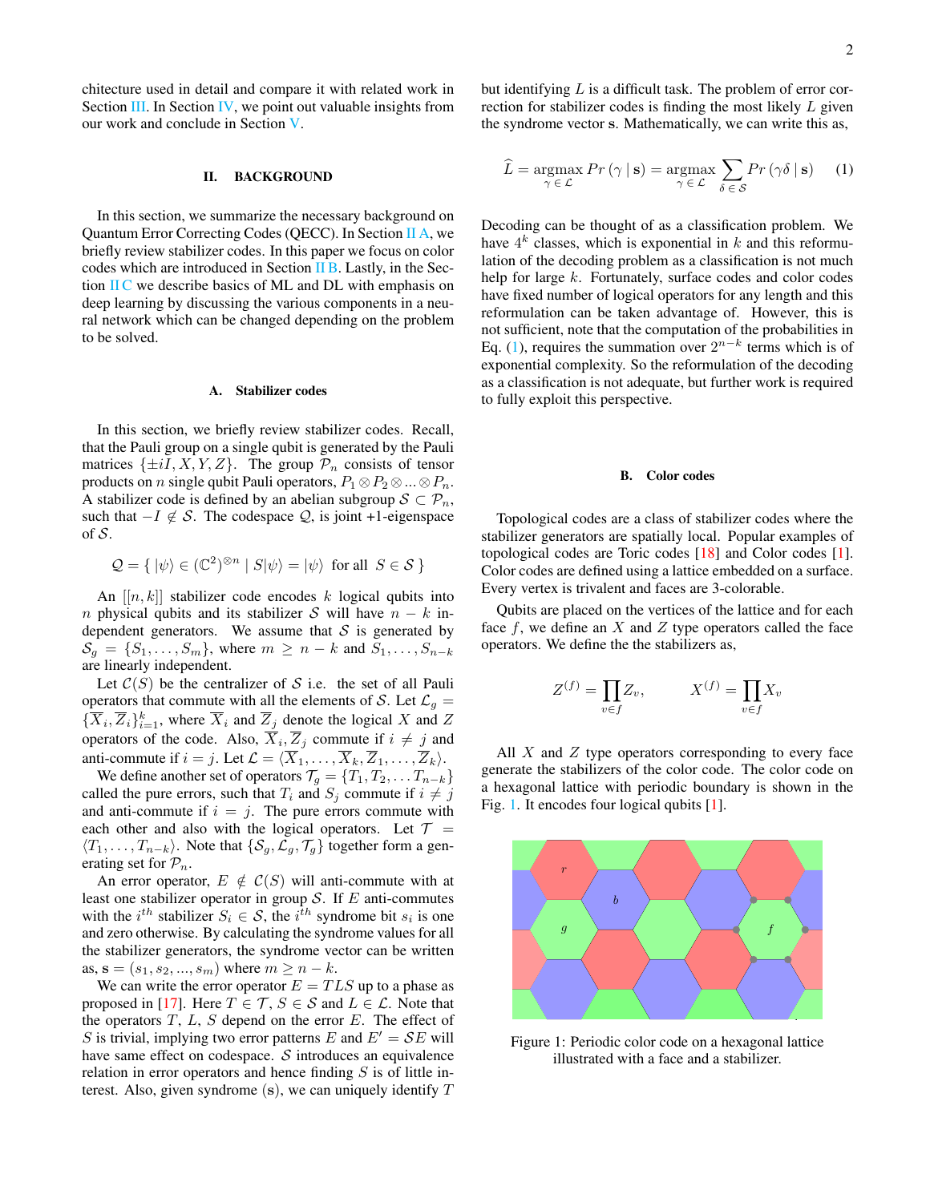chitecture used in detail and compare it with related work in Section III. In Section IV, we point out valuable insights from our work and conclude in Section V.

## II. BACKGROUND

In this section, we summarize the necessary background on Quantum Error Correcting Codes (QECC). In Section II A, we briefly review stabilizer codes. In this paper we focus on color codes which are introduced in Section II B. Lastly, in the Section II C we describe basics of ML and DL with emphasis on deep learning by discussing the various components in a neural network which can be changed depending on the problem to be solved.

### A. Stabilizer codes

In this section, we briefly review stabilizer codes. Recall, that the Pauli group on a single qubit is generated by the Pauli matrices $\{\pm iI, X, Y, Z\}$. The group $\mathcal{P}_n$ consists of tensor products on $n$ single qubit Pauli operators, $P_1 \otimes P_2 \otimes ... \otimes P_n$. A stabilizer code is defined by an abelian subgroup $\mathcal{S} \subset \mathcal{P}_n$, such that $-I \notin \mathcal{S}$. The codespace $\mathcal{Q}$, is joint +1-eigenspace of $\mathcal{S}$.

$$\mathcal{Q} = \{\ |\psi\rangle \in (\mathbb{C}^2)^{\otimes n} \mid S|\psi\rangle = |\psi\rangle \ \text{ for all } \ S \in \mathcal{S}\ \}$$

An $[[n, k]]$ stabilizer code encodes $k$ logical qubits into $n$ physical qubits and its stabilizer $\mathcal{S}$ will have $n-k$ independent generators. We assume that $\mathcal{S}$ is generated by $\mathcal{S}_g = \{S_1, \ldots, S_m\}$, where $m \geq n-k$ and $S_1, \ldots, S_{n-k}$ are linearly independent.

Let $\mathcal{C}(S)$ be the centralizer of $\mathcal{S}$ i.e. the set of all Pauli operators that commute with all the elements of $\mathcal{S}$. Let $\mathcal{L}_g = \{\overline{X}_i, \overline{Z}_i\}_{i=1}^k$, where $\overline{X}_i$ and $\overline{Z}_j$ denote the logical $X$ and $Z$ operators of the code. Also, $\overline{X}_i, \overline{Z}_j$ commute if $i \neq j$ and anti-commute if $i = j$. Let $\mathcal{L} = \langle \overline{X}_1, \ldots, \overline{X}_k, \overline{Z}_1, \ldots, \overline{Z}_k \rangle$.

We define another set of operators $\mathcal{T}_g = \{T_1, T_2, \ldots T_{n-k}\}$ called the pure errors, such that $T_i$ and $S_j$ commute if $i \neq j$ and anti-commute if $i = j$. The pure errors commute with each other and also with the logical operators. Let $\mathcal{T} = \langle T_1, \ldots, T_{n-k} \rangle$. Note that $\{\mathcal{S}_g, \mathcal{L}_g, \mathcal{T}_g\}$ together form a generating set for $\mathcal{P}_n$.

An error operator, $E \notin \mathcal{C}(S)$ will anti-commute with at least one stabilizer operator in group $\mathcal{S}$. If $E$ anti-commutes with the $i^{th}$ stabilizer $S_i \in \mathcal{S}$, the $i^{th}$ syndrome bit $s_i$ is one and zero otherwise. By calculating the syndrome values for all the stabilizer generators, the syndrome vector can be written as, $\mathbf{s} = (s_1, s_2, ..., s_m)$ where $m \geq n-k$.

We can write the error operator $E = TLS$ up to a phase as proposed in [17]. Here $T \in \mathcal{T}$, $S \in \mathcal{S}$ and $L \in \mathcal{L}$. Note that the operators $T$, $L$, $S$ depend on the error $E$. The effect of $S$ is trivial, implying two error patterns $E$ and $E' = \mathcal{S}E$ will have same effect on codespace. $\mathcal{S}$ introduces an equivalence relation in error operators and hence finding $S$ is of little interest. Also, given syndrome $(\mathbf{s})$, we can uniquely identify $T$ but identifying $L$ is a difficult task. The problem of error correction for stabilizer codes is finding the most likely $L$ given the syndrome vector $\mathbf{s}$. Mathematically, we can write this as,

$$\widehat{L} = \underset{\gamma\, \in\, \mathcal{L}}{\operatorname{argmax}}\ Pr\left(\gamma \mid \mathbf{s}\right) = \underset{\gamma\, \in\, \mathcal{L}}{\operatorname{argmax}} \sum_{\delta\, \in\, \mathcal{S}} Pr\left(\gamma\delta \mid \mathbf{s}\right) \tag{1}$$

Decoding can be thought of as a classification problem. We have $4^k$ classes, which is exponential in $k$ and this reformulation of the decoding problem as a classification is not much help for large $k$. Fortunately, surface codes and color codes have fixed number of logical operators for any length and this reformulation can be taken advantage of. However, this is not sufficient, note that the computation of the probabilities in Eq. (1), requires the summation over $2^{n-k}$ terms which is of exponential complexity. So the reformulation of the decoding as a classification is not adequate, but further work is required to fully exploit this perspective.

### B. Color codes

Topological codes are a class of stabilizer codes where the stabilizer generators are spatially local. Popular examples of topological codes are Toric codes [18] and Color codes [1]. Color codes are defined using a lattice embedded on a surface. Every vertex is trivalent and faces are 3-colorable.

Qubits are placed on the vertices of the lattice and for each face $f$, we define an $X$ and $Z$ type operators called the face operators. We define the the stabilizers as,

$$Z^{(f)} = \prod_{v \in f} Z_v, \qquad X^{(f)} = \prod_{v \in f} X_v$$

All $X$ and $Z$ type operators corresponding to every face generate the stabilizers of the color code. The color code on a hexagonal lattice with periodic boundary is shown in the Fig. 1. It encodes four logical qubits [1].

Figure 1: Periodic color code on a hexagonal lattice illustrated with a face and a stabilizer.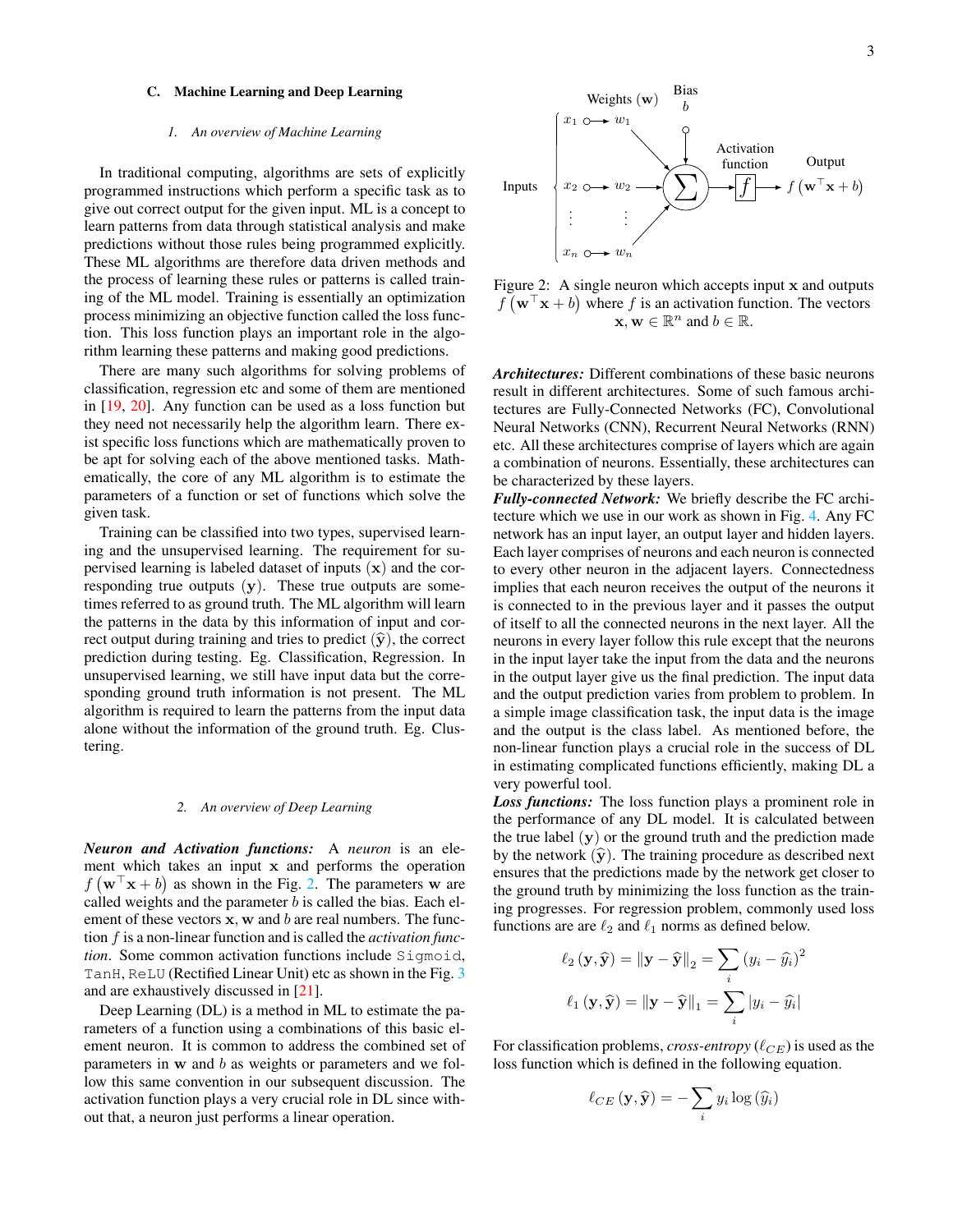### C. Machine Learning and Deep Learning

#### 1. An overview of Machine Learning

In traditional computing, algorithms are sets of explicitly programmed instructions which perform a specific task as to give out correct output for the given input. ML is a concept to learn patterns from data through statistical analysis and make predictions without those rules being programmed explicitly. These ML algorithms are therefore data driven methods and the process of learning these rules or patterns is called training of the ML model. Training is essentially an optimization process minimizing an objective function called the loss function. This loss function plays an important role in the algorithm learning these patterns and making good predictions.

There are many such algorithms for solving problems of classification, regression etc and some of them are mentioned in [19, 20]. Any function can be used as a loss function but they need not necessarily help the algorithm learn. There exist specific loss functions which are mathematically proven to be apt for solving each of the above mentioned tasks. Mathematically, the core of any ML algorithm is to estimate the parameters of a function or set of functions which solve the given task.

Training can be classified into two types, supervised learning and the unsupervised learning. The requirement for supervised learning is labeled dataset of inputs $(\mathbf{x})$ and the corresponding true outputs $(\mathbf{y})$. These true outputs are sometimes referred to as ground truth. The ML algorithm will learn the patterns in the data by this information of input and correct output during training and tries to predict $(\widehat{\mathbf{y}})$, the correct prediction during testing. Eg. Classification, Regression. In unsupervised learning, we still have input data but the corresponding ground truth information is not present. The ML algorithm is required to learn the patterns from the input data alone without the information of the ground truth. Eg. Clustering.

#### 2. An overview of Deep Learning

***Neuron and Activation functions:*** A *neuron* is an element which takes an input $\mathbf{x}$ and performs the operation $f\left(\mathbf{w}^\top \mathbf{x} + b\right)$ as shown in the Fig. 2. The parameters $\mathbf{w}$ are called weights and the parameter $b$ is called the bias. Each element of these vectors $\mathbf{x}$, $\mathbf{w}$ and $b$ are real numbers. The function $f$ is a non-linear function and is called the *activation function*. Some common activation functions include `Sigmoid`, `TanH`, `ReLU` (Rectified Linear Unit) etc as shown in the Fig. 3 and are exhaustively discussed in [21].

Deep Learning (DL) is a method in ML to estimate the parameters of a function using a combinations of this basic element neuron. It is common to address the combined set of parameters in $\mathbf{w}$ and $b$ as weights or parameters and we follow this same convention in our subsequent discussion. The activation function plays a very crucial role in DL since without that, a neuron just performs a linear operation.

Figure 2: A single neuron which accepts input $\mathbf{x}$ and outputs $f\left(\mathbf{w}^\top \mathbf{x} + b\right)$ where $f$ is an activation function. The vectors $\mathbf{x}, \mathbf{w} \in \mathbb{R}^n$ and $b \in \mathbb{R}$.

***Architectures:*** Different combinations of these basic neurons result in different architectures. Some of such famous architectures are Fully-Connected Networks (FC), Convolutional Neural Networks (CNN), Recurrent Neural Networks (RNN) etc. All these architectures comprise of layers which are again a combination of neurons. Essentially, these architectures can be characterized by these layers.

***Fully-connected Network:*** We briefly describe the FC architecture which we use in our work as shown in Fig. 4. Any FC network has an input layer, an output layer and hidden layers. Each layer comprises of neurons and each neuron is connected to every other neuron in the adjacent layers. Connectedness implies that each neuron receives the output of the neurons it is connected to in the previous layer and it passes the output of itself to all the connected neurons in the next layer. All the neurons in every layer follow this rule except that the neurons in the input layer take the input from the data and the neurons in the output layer give us the final prediction. The input data and the output prediction varies from problem to problem. In a simple image classification task, the input data is the image and the output is the class label. As mentioned before, the non-linear function plays a crucial role in the success of DL in estimating complicated functions efficiently, making DL a very powerful tool.

***Loss functions:*** The loss function plays a prominent role in the performance of any DL model. It is calculated between the true label $(\mathbf{y})$ or the ground truth and the prediction made by the network $(\widehat{\mathbf{y}})$. The training procedure as described next ensures that the predictions made by the network get closer to the ground truth by minimizing the loss function as the training progresses. For regression problem, commonly used loss functions are are $\ell_2$ and $\ell_1$ norms as defined below.

$$\ell_2\left(\mathbf{y}, \widehat{\mathbf{y}}\right) = \left\|\mathbf{y} - \widehat{\mathbf{y}}\right\|_2 = \sum_i \left(y_i - \widehat{y}_i\right)^2$$

$$\ell_1\left(\mathbf{y}, \widehat{\mathbf{y}}\right) = \left\|\mathbf{y} - \widehat{\mathbf{y}}\right\|_1 = \sum_i \left|y_i - \widehat{y}_i\right|$$

For classification problems, *cross-entropy* $(\ell_{CE})$ is used as the loss function which is defined in the following equation.

$$\ell_{CE}\left(\mathbf{y}, \widehat{\mathbf{y}}\right) = -\sum_i y_i \log\left(\widehat{y}_i\right)$$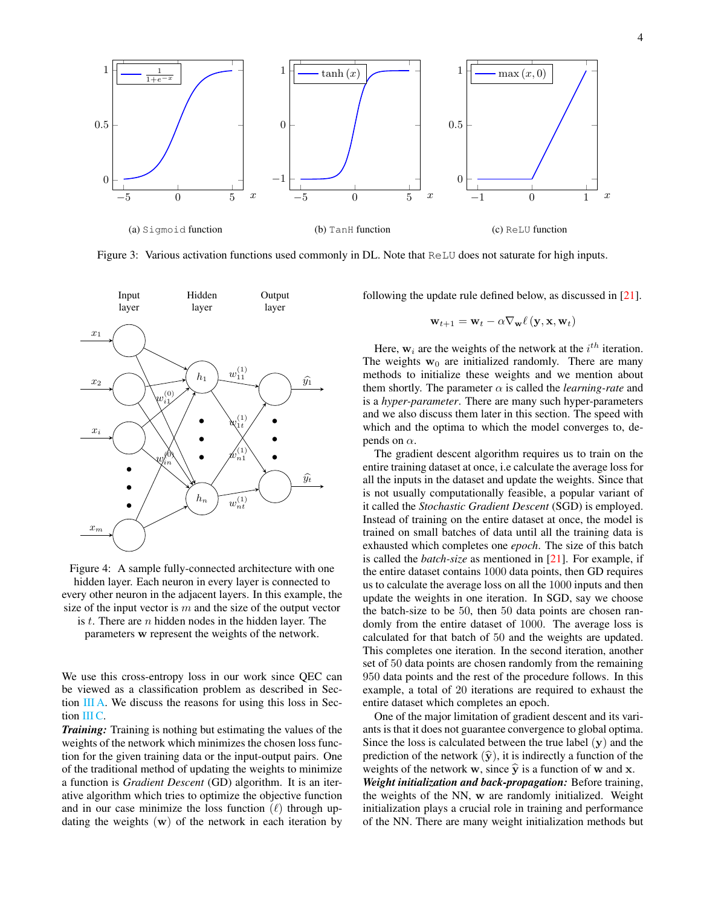(a) Sigmoid function

(b) TanH function

(c) ReLU function

Figure 3: Various activation functions used commonly in DL. Note that ReLU does not saturate for high inputs.

Figure 4: A sample fully-connected architecture with one hidden layer. Each neuron in every layer is connected to every other neuron in the adjacent layers. In this example, the size of the input vector is $m$ and the size of the output vector is $t$. There are $n$ hidden nodes in the hidden layer. The parameters $\mathbf{w}$ represent the weights of the network.

We use this cross-entropy loss in our work since QEC can be viewed as a classification problem as described in Section III A. We discuss the reasons for using this loss in Section III C.

***Training:*** Training is nothing but estimating the values of the weights of the network which minimizes the chosen loss function for the given training data or the input-output pairs. One of the traditional method of updating the weights to minimize a function is *Gradient Descent* (GD) algorithm. It is an iterative algorithm which tries to optimize the objective function and in our case minimize the loss function $(\ell)$ through updating the weights $(\mathbf{w})$ of the network in each iteration by following the update rule defined below, as discussed in [21].

$$\mathbf{w}_{t+1} = \mathbf{w}_t - \alpha \nabla_{\mathbf{w}} \ell \left(\mathbf{y}, \mathbf{x}, \mathbf{w}_t\right)$$

Here, $\mathbf{w}_i$ are the weights of the network at the $i^{th}$ iteration. The weights $\mathbf{w}_0$ are initialized randomly. There are many methods to initialize these weights and we mention about them shortly. The parameter $\alpha$ is called the *learning-rate* and is a *hyper-parameter*. There are many such hyper-parameters and we also discuss them later in this section. The speed with which and the optima to which the model converges to, depends on $\alpha$.

The gradient descent algorithm requires us to train on the entire training dataset at once, i.e calculate the average loss for all the inputs in the dataset and update the weights. Since that is not usually computationally feasible, a popular variant of it called the *Stochastic Gradient Descent* (SGD) is employed. Instead of training on the entire dataset at once, the model is trained on small batches of data until all the training data is exhausted which completes one *epoch*. The size of this batch is called the *batch-size* as mentioned in [21]. For example, if the entire dataset contains 1000 data points, then GD requires us to calculate the average loss on all the 1000 inputs and then update the weights in one iteration. In SGD, say we choose the batch-size to be 50, then 50 data points are chosen randomly from the entire dataset of 1000. The average loss is calculated for that batch of 50 and the weights are updated. This completes one iteration. In the second iteration, another set of 50 data points are chosen randomly from the remaining 950 data points and the rest of the procedure follows. In this example, a total of 20 iterations are required to exhaust the entire dataset which completes an epoch.

One of the major limitation of gradient descent and its variants is that it does not guarantee convergence to global optima. Since the loss is calculated between the true label $(\mathbf{y})$ and the prediction of the network $(\widehat{\mathbf{y}})$, it is indirectly a function of the weights of the network $\mathbf{w}$, since $\widehat{\mathbf{y}}$ is a function of $\mathbf{w}$ and $\mathbf{x}$.

***Weight initialization and back-propagation:*** Before training, the weights of the NN, $\mathbf{w}$ are randomly initialized. Weight initialization plays a crucial role in training and performance of the NN. There are many weight initialization methods but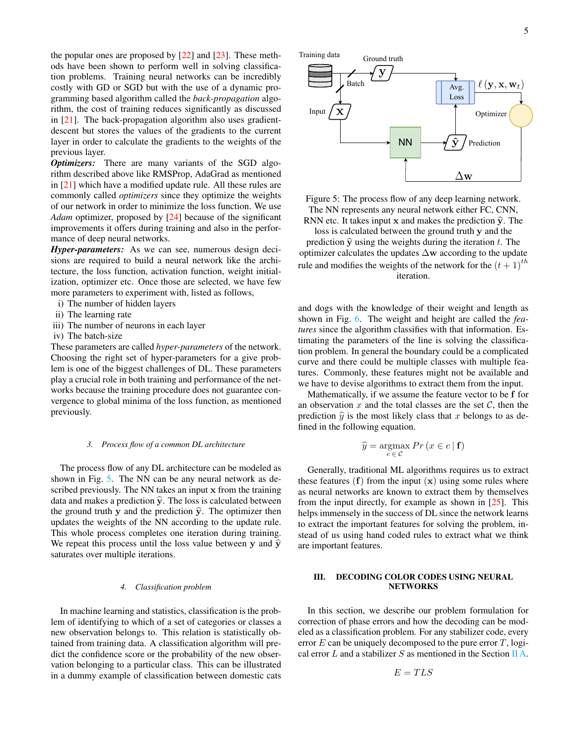the popular ones are proposed by [22] and [23]. These methods have been shown to perform well in solving classification problems. Training neural networks can be incredibly costly with GD or SGD but with the use of a dynamic programming based algorithm called the *back-propagation* algorithm, the cost of training reduces significantly as discussed in [21]. The back-propagation algorithm also uses gradient-descent but stores the values of the gradients to the current layer in order to calculate the gradients to the weights of the previous layer.

***Optimizers:*** There are many variants of the SGD algorithm described above like RMSProp, AdaGrad as mentioned in [21] which have a modified update rule. All these rules are commonly called *optimizers* since they optimize the weights of our network in order to minimize the loss function. We use *Adam* optimizer, proposed by [24] because of the significant improvements it offers during training and also in the performance of deep neural networks.

***Hyper-parameters:*** As we can see, numerous design decisions are required to build a neural network like the architecture, the loss function, activation function, weight initialization, optimizer etc. Once those are selected, we have few more parameters to experiment with, listed as follows,

i) The number of hidden layers
ii) The learning rate
iii) The number of neurons in each layer
iv) The batch-size

These parameters are called *hyper-parameters* of the network. Choosing the right set of hyper-parameters for a give problem is one of the biggest challenges of DL. These parameters play a crucial role in both training and performance of the networks because the training procedure does not guarantee convergence to global minima of the loss function, as mentioned previously.

#### 3. Process flow of a common DL architecture

The process flow of any DL architecture can be modeled as shown in Fig. 5. The NN can be any neural network as described previously. The NN takes an input $\mathbf{x}$ from the training data and makes a prediction $\widehat{\mathbf{y}}$. The loss is calculated between the ground truth $\mathbf{y}$ and the prediction $\widehat{\mathbf{y}}$. The optimizer then updates the weights of the NN according to the update rule. This whole process completes one iteration during training. We repeat this process until the loss value between $\mathbf{y}$ and $\widehat{\mathbf{y}}$ saturates over multiple iterations.

#### 4. Classification problem

In machine learning and statistics, classification is the problem of identifying to which of a set of categories or classes a new observation belongs to. This relation is statistically obtained from training data. A classification algorithm will predict the confidence score or the probability of the new observation belonging to a particular class. This can be illustrated in a dummy example of classification between domestic cats

Figure 5: The process flow of any deep learning network. The NN represents any neural network either FC, CNN, RNN etc. It takes input $\mathbf{x}$ and makes the prediction $\widehat{\mathbf{y}}$. The loss is calculated between the ground truth $\mathbf{y}$ and the prediction $\widehat{\mathbf{y}}$ using the weights during the iteration $t$. The optimizer calculates the updates $\Delta\mathbf{w}$ according to the update rule and modifies the weights of the network for the $(t+1)^{th}$ iteration.

and dogs with the knowledge of their weight and length as shown in Fig. 6. The weight and height are called the *features* since the algorithm classifies with that information. Estimating the parameters of the line is solving the classification problem. In general the boundary could be a complicated curve and there could be multiple classes with multiple features. Commonly, these features might not be available and we have to devise algorithms to extract them from the input.

Mathematically, if we assume the feature vector to be $\mathbf{f}$ for an observation $x$ and the total classes are the set $\mathcal{C}$, then the prediction $\widehat{y}$ is the most likely class that $x$ belongs to as defined in the following equation.

$$\widehat{y} = \underset{c \in \mathcal{C}}{\operatorname{argmax}}\, Pr\left(x \in c \mid \mathbf{f}\right)$$

Generally, traditional ML algorithms requires us to extract these features $(\mathbf{f})$ from the input $(\mathbf{x})$ using some rules where as neural networks are known to extract them by themselves from the input directly, for example as shown in [25]. This helps immensely in the success of DL since the network learns to extract the important features for solving the problem, instead of us using hand coded rules to extract what we think are important features.

## III. Decoding Color Codes Using Neural Networks

In this section, we describe our problem formulation for correction of phase errors and how the decoding can be modeled as a classification problem. For any stabilizer code, every error $E$ can be uniquely decomposed to the pure error $T$, logical error $L$ and a stabilizer $S$ as mentioned in the Section II A.

$$E = TLS$$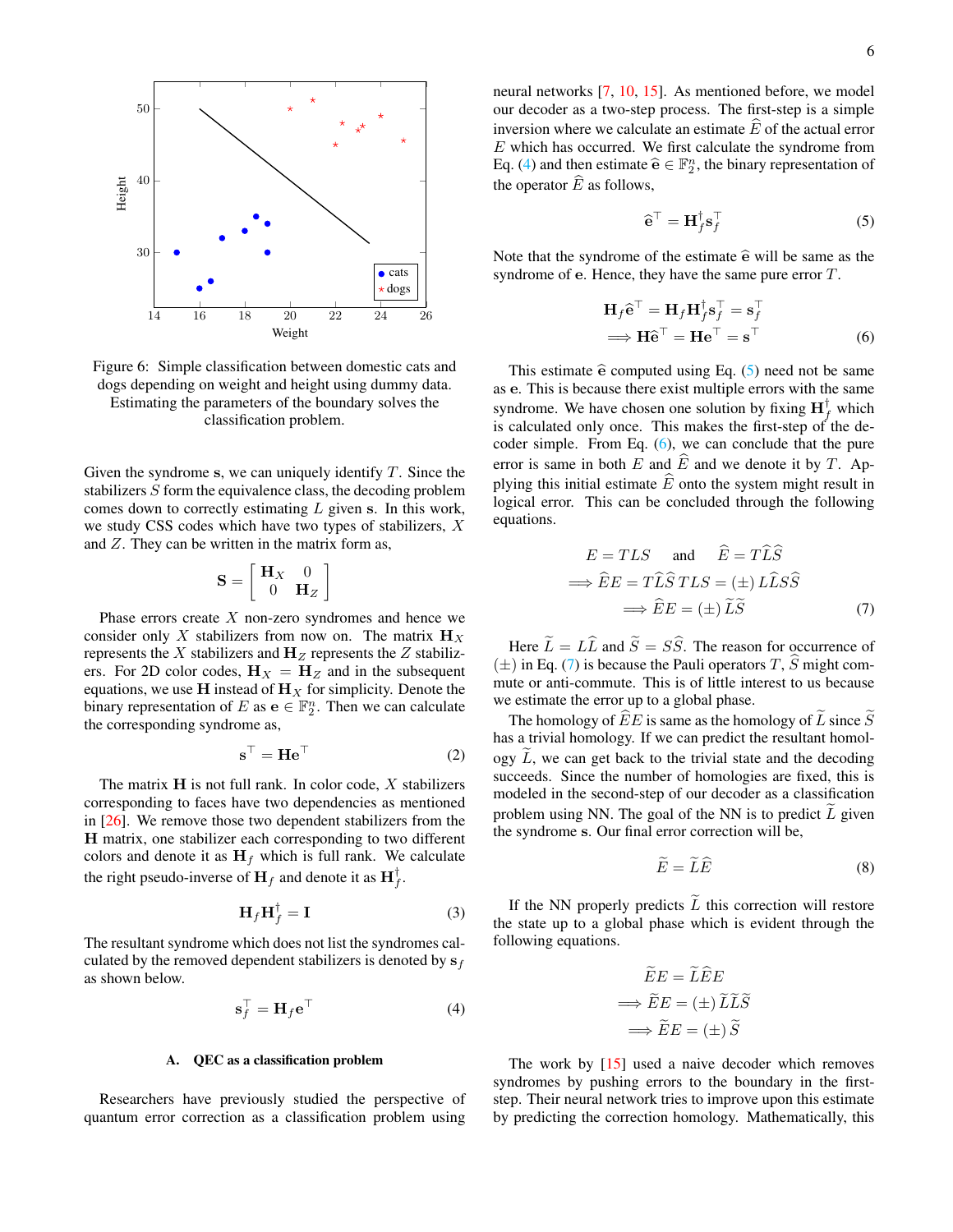Figure 6: Simple classification between domestic cats and dogs depending on weight and height using dummy data. Estimating the parameters of the boundary solves the classification problem.

Given the syndrome $\mathbf{s}$, we can uniquely identify $T$. Since the stabilizers $S$ form the equivalence class, the decoding problem comes down to correctly estimating $L$ given $\mathbf{s}$. In this work, we study CSS codes which have two types of stabilizers, $X$ and $Z$. They can be written in the matrix form as,

$$\mathbf{S} = \begin{bmatrix} \mathbf{H}_X & 0 \\ 0 & \mathbf{H}_Z \end{bmatrix}$$

Phase errors create $X$ non-zero syndromes and hence we consider only $X$ stabilizers from now on. The matrix $\mathbf{H}_X$ represents the $X$ stabilizers and $\mathbf{H}_Z$ represents the $Z$ stabilizers. For 2D color codes, $\mathbf{H}_X = \mathbf{H}_Z$ and in the subsequent equations, we use $\mathbf{H}$ instead of $\mathbf{H}_X$ for simplicity. Denote the binary representation of $E$ as $\mathbf{e} \in \mathbb{F}_2^n$. Then we can calculate the corresponding syndrome as,

$$\mathbf{s}^\top = \mathbf{H}\mathbf{e}^\top \tag{2}$$

The matrix $\mathbf{H}$ is not full rank. In color code, $X$ stabilizers corresponding to faces have two dependencies as mentioned in [26]. We remove those two dependent stabilizers from the $\mathbf{H}$ matrix, one stabilizer each corresponding to two different colors and denote it as $\mathbf{H}_f$ which is full rank. We calculate the right pseudo-inverse of $\mathbf{H}_f$ and denote it as $\mathbf{H}_f^\dagger$.

$$\mathbf{H}_f \mathbf{H}_f^\dagger = \mathbf{I} \tag{3}$$

The resultant syndrome which does not list the syndromes calculated by the removed dependent stabilizers is denoted by $\mathbf{s}_f$ as shown below.

$$\mathbf{s}_f^\top = \mathbf{H}_f \mathbf{e}^\top \tag{4}$$

### A. QEC as a classification problem

Researchers have previously studied the perspective of quantum error correction as a classification problem using neural networks [7, 10, 15]. As mentioned before, we model our decoder as a two-step process. The first-step is a simple inversion where we calculate an estimate $\widehat{E}$ of the actual error $E$ which has occurred. We first calculate the syndrome from Eq. (4) and then estimate $\widehat{\mathbf{e}} \in \mathbb{F}_2^n$, the binary representation of the operator $\widehat{E}$ as follows,

$$\widehat{\mathbf{e}}^\top = \mathbf{H}_f^\dagger \mathbf{s}_f^\top \tag{5}$$

Note that the syndrome of the estimate $\widehat{\mathbf{e}}$ will be same as the syndrome of $\mathbf{e}$. Hence, they have the same pure error $T$.

$$\begin{aligned} \mathbf{H}_f \widehat{\mathbf{e}}^\top &= \mathbf{H}_f \mathbf{H}_f^\dagger \mathbf{s}_f^\top = \mathbf{s}_f^\top \\ \implies \mathbf{H}\widehat{\mathbf{e}}^\top &= \mathbf{H}\mathbf{e}^\top = \mathbf{s}^\top \end{aligned} \tag{6}$$

This estimate $\widehat{\mathbf{e}}$ computed using Eq. (5) need not be same as $\mathbf{e}$. This is because there exist multiple errors with the same syndrome. We have chosen one solution by fixing $\mathbf{H}_f^\dagger$ which is calculated only once. This makes the first-step of the decoder simple. From Eq. (6), we can conclude that the pure error is same in both $E$ and $\widehat{E}$ and we denote it by $T$. Applying this initial estimate $\widehat{E}$ onto the system might result in logical error. This can be concluded through the following equations.

$$\begin{aligned} E = TLS \quad &\text{and} \quad \widehat{E} = T\widehat{L}\widehat{S} \\ \implies \widehat{E}E &= T\widehat{L}\widehat{S}TLS = (\pm)\, L\widehat{L}S\widehat{S} \\ \implies \widehat{E}E &= (\pm)\, \widetilde{L}\widetilde{S} \end{aligned} \tag{7}$$

Here $\widetilde{L} = L\widehat{L}$ and $\widetilde{S} = S\widehat{S}$. The reason for occurrence of $(\pm)$ in Eq. (7) is because the Pauli operators $T, \widehat{S}$ might commute or anti-commute. This is of little interest to us because we estimate the error up to a global phase.

The homology of $\widehat{E}E$ is same as the homology of $\widetilde{L}$ since $\widetilde{S}$ has a trivial homology. If we can predict the resultant homology $\widetilde{L}$, we can get back to the trivial state and the decoding succeeds. Since the number of homologies are fixed, this is modeled in the second-step of our decoder as a classification problem using NN. The goal of the NN is to predict $\widetilde{L}$ given the syndrome $\mathbf{s}$. Our final error correction will be,

$$\widetilde{E} = \widetilde{L}\widehat{E} \tag{8}$$

If the NN properly predicts $\widetilde{L}$ this correction will restore the state up to a global phase which is evident through the following equations.

$$\begin{aligned} \widetilde{E}E &= \widetilde{L}\widehat{E}E \\ \implies \widetilde{E}E &= (\pm)\, \widetilde{L}\widetilde{L}\widetilde{S} \\ \implies \widetilde{E}E &= (\pm)\, \widetilde{S} \end{aligned}$$

The work by [15] used a naive decoder which removes syndromes by pushing errors to the boundary in the first-step. Their neural network tries to improve upon this estimate by predicting the correction homology. Mathematically, this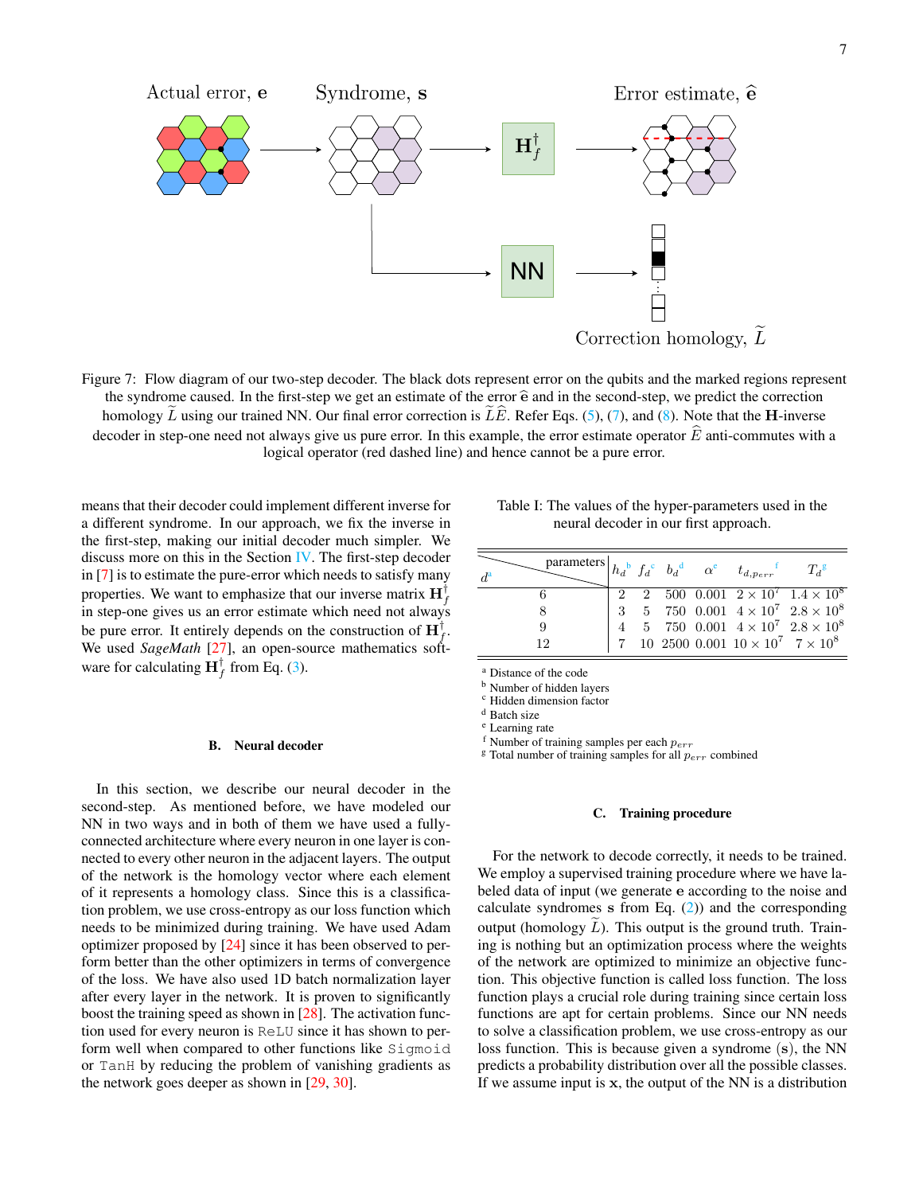Figure 7: Flow diagram of our two-step decoder. The black dots represent error on the qubits and the marked regions represent the syndrome caused. In the first-step we get an estimate of the error $\widehat{\mathbf{e}}$ and in the second-step, we predict the correction homology $\widetilde{L}$ using our trained NN. Our final error correction is $\widetilde{L}\widehat{E}$. Refer Eqs. (5), (7), and (8). Note that the $\mathbf{H}$-inverse decoder in step-one need not always give us pure error. In this example, the error estimate operator $\widehat{E}$ anti-commutes with a logical operator (red dashed line) and hence cannot be a pure error.

means that their decoder could implement different inverse for a different syndrome. In our approach, we fix the inverse in the first-step, making our initial decoder much simpler. We discuss more on this in the Section IV. The first-step decoder in [7] is to estimate the pure-error which needs to satisfy many properties. We want to emphasize that our inverse matrix $\mathbf{H}_f^\dagger$ in step-one gives us an error estimate which need not always be pure error. It entirely depends on the construction of $\mathbf{H}_f^\dagger$. We used *SageMath* [27], an open-source mathematics software for calculating $\mathbf{H}_f^\dagger$ from Eq. (3).

### B. Neural decoder

In this section, we describe our neural decoder in the second-step. As mentioned before, we have modeled our NN in two ways and in both of them we have used a fully-connected architecture where every neuron in one layer is connected to every other neuron in the adjacent layers. The output of the network is the homology vector where each element of it represents a homology class. Since this is a classification problem, we use cross-entropy as our loss function which needs to be minimized during training. We have used Adam optimizer proposed by [24] since it has been observed to perform better than the other optimizers in terms of convergence of the loss. We have also used 1D batch normalization layer after every layer in the network. It is proven to significantly boost the training speed as shown in [28]. The activation function used for every neuron is `ReLU` since it has shown to perform well when compared to other functions like `Sigmoid` or `TanH` by reducing the problem of vanishing gradients as the network goes deeper as shown in [29, 30].

Table I: The values of the hyper-parameters used in the neural decoder in our first approach.

| $d$ [a] \ parameters | $h_d$ [b] | $f_d$ [c] | $b_d$ [d] | $\alpha$ [e] | $t_{d,p_{err}}$ [f] | $T_d$ [g] |
|---|---|---|---|---|---|---|
| 6 | 2 | 2 | 500 | 0.001 | $2 \times 10^7$ | $1.4 \times 10^8$ |
| 8 | 3 | 5 | 750 | 0.001 | $4 \times 10^7$ | $2.8 \times 10^8$ |
| 9 | 4 | 5 | 750 | 0.001 | $4 \times 10^7$ | $2.8 \times 10^8$ |
| 12 | 7 | 10 | 2500 | 0.001 | $10 \times 10^7$ | $7 \times 10^8$ |

[a] Distance of the code
[b] Number of hidden layers
[c] Hidden dimension factor
[d] Batch size
[e] Learning rate
[f] Number of training samples per each $p_{err}$
[g] Total number of training samples for all $p_{err}$ combined

### C. Training procedure

For the network to decode correctly, it needs to be trained. We employ a supervised training procedure where we have labeled data of input (we generate $\mathbf{e}$ according to the noise and calculate syndromes $\mathbf{s}$ from Eq. (2)) and the corresponding output (homology $\widetilde{L}$). This output is the ground truth. Training is nothing but an optimization process where the weights of the network are optimized to minimize an objective function. This objective function is called loss function. The loss function plays a crucial role during training since certain loss functions are apt for certain problems. Since our NN needs to solve a classification problem, we use cross-entropy as our loss function. This is because given a syndrome ($\mathbf{s}$), the NN predicts a probability distribution over all the possible classes. If we assume input is $\mathbf{x}$, the output of the NN is a distribution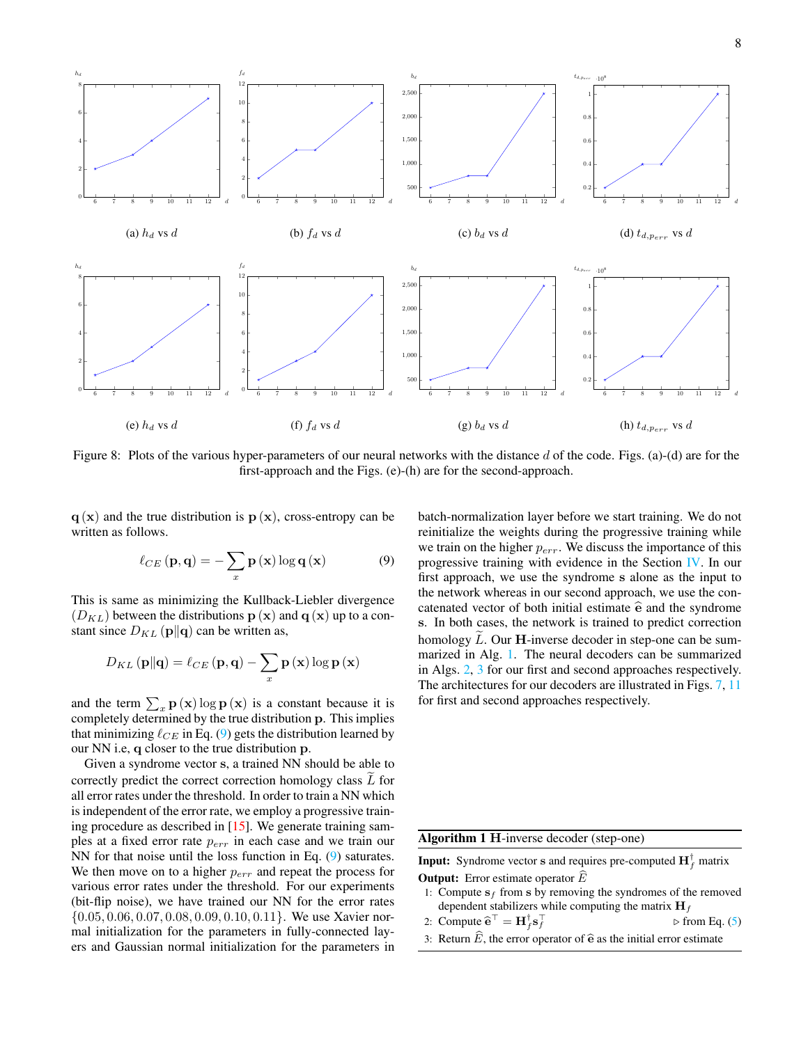(a) $h_d$ vs $d$

(b) $f_d$ vs $d$

(c) $b_d$ vs $d$

(d) $t_{d,p_{err}}$ vs $d$

(e) $h_d$ vs $d$

(f) $f_d$ vs $d$

(g) $b_d$ vs $d$

(h) $t_{d,p_{err}}$ vs $d$

Figure 8: Plots of the various hyper-parameters of our neural networks with the distance $d$ of the code. Figs. (a)-(d) are for the first-approach and the Figs. (e)-(h) are for the second-approach.

$\mathbf{q}(\mathbf{x})$ and the true distribution is $\mathbf{p}(\mathbf{x})$, cross-entropy can be written as follows.

$$\ell_{CE}(\mathbf{p}, \mathbf{q}) = -\sum_x \mathbf{p}(\mathbf{x}) \log \mathbf{q}(\mathbf{x}) \tag{9}$$

This is same as minimizing the Kullback-Liebler divergence ($D_{KL}$) between the distributions $\mathbf{p}(\mathbf{x})$ and $\mathbf{q}(\mathbf{x})$ up to a constant since $D_{KL}(\mathbf{p} \| \mathbf{q})$ can be written as,

$$D_{KL}(\mathbf{p} \| \mathbf{q}) = \ell_{CE}(\mathbf{p}, \mathbf{q}) - \sum_x \mathbf{p}(\mathbf{x}) \log \mathbf{p}(\mathbf{x})$$

and the term $\sum_x \mathbf{p}(\mathbf{x}) \log \mathbf{p}(\mathbf{x})$ is a constant because it is completely determined by the true distribution $\mathbf{p}$. This implies that minimizing $\ell_{CE}$ in Eq. (9) gets the distribution learned by our NN i.e, $\mathbf{q}$ closer to the true distribution $\mathbf{p}$.

Given a syndrome vector $\mathbf{s}$, a trained NN should be able to correctly predict the correct correction homology class $\widetilde{L}$ for all error rates under the threshold. In order to train a NN which is independent of the error rate, we employ a progressive training procedure as described in [15]. We generate training samples at a fixed error rate $p_{err}$ in each case and we train our NN for that noise until the loss function in Eq. (9) saturates. We then move on to a higher $p_{err}$ and repeat the process for various error rates under the threshold. For our experiments (bit-flip noise), we have trained our NN for the error rates $\{0.05, 0.06, 0.07, 0.08, 0.09, 0.10, 0.11\}$. We use Xavier normal initialization for the parameters in fully-connected layers and Gaussian normal initialization for the parameters in batch-normalization layer before we start training. We do not reinitialize the weights during the progressive training while we train on the higher $p_{err}$. We discuss the importance of this progressive training with evidence in the Section IV. In our first approach, we use the syndrome $\mathbf{s}$ alone as the input to the network whereas in our second approach, we use the concatenated vector of both initial estimate $\widehat{\mathbf{e}}$ and the syndrome $\mathbf{s}$. In both cases, the network is trained to predict correction homology $\widetilde{L}$. Our $\mathbf{H}$-inverse decoder in step-one can be summarized in Alg. 1. The neural decoders can be summarized in Algs. 2, 3 for our first and second approaches respectively. The architectures for our decoders are illustrated in Figs. 7, 11 for first and second approaches respectively.

**Algorithm 1** $\mathbf{H}$-inverse decoder (step-one)

**Input:** Syndrome vector $\mathbf{s}$ and requires pre-computed $\mathbf{H}_f^\dagger$ matrix
**Output:** Error estimate operator $\widehat{E}$

1: Compute $\mathbf{s}_f$ from $\mathbf{s}$ by removing the syndromes of the removed dependent stabilizers while computing the matrix $\mathbf{H}_f$
2: Compute $\widehat{\mathbf{e}}^\top = \mathbf{H}_f^\dagger \mathbf{s}_f^\top$ ▷ from Eq. (5)
3: Return $\widehat{E}$, the error operator of $\widehat{\mathbf{e}}$ as the initial error estimate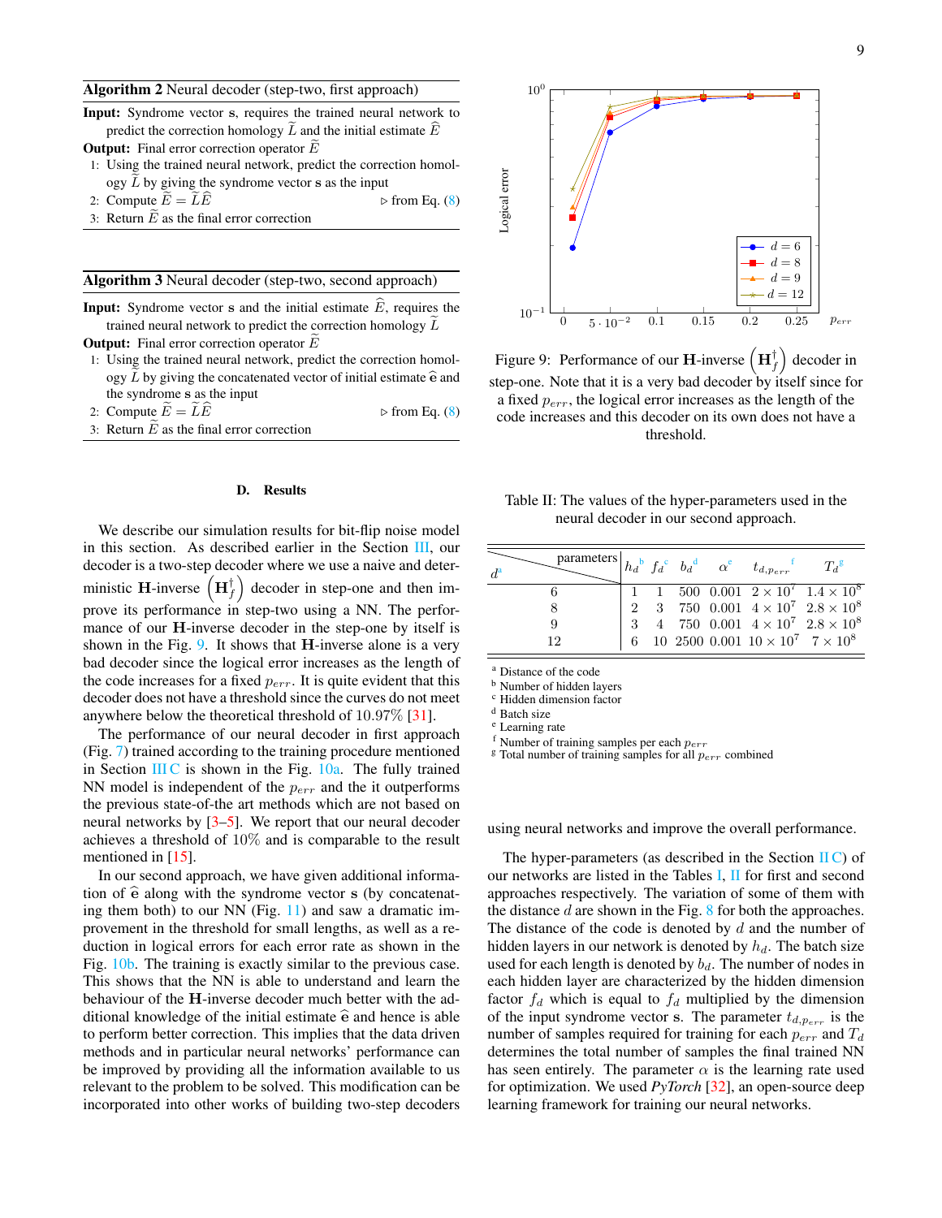**Algorithm 2** Neural decoder (step-two, first approach)

**Input:** Syndrome vector $\mathbf{s}$, requires the trained neural network to predict the correction homology $\widetilde{L}$ and the initial estimate $\widehat{E}$

**Output:** Final error correction operator $\widetilde{E}$

1: Using the trained neural network, predict the correction homology $\widetilde{L}$ by giving the syndrome vector $\mathbf{s}$ as the input

2: Compute $\widetilde{E} = \widetilde{L}\widehat{E}$ ▷ from Eq. (8)

3: Return $\widetilde{E}$ as the final error correction

**Algorithm 3** Neural decoder (step-two, second approach)

**Input:** Syndrome vector $\mathbf{s}$ and the initial estimate $\widehat{E}$, requires the trained neural network to predict the correction homology $\widetilde{L}$

**Output:** Final error correction operator $\widetilde{E}$

1: Using the trained neural network, predict the correction homology $\widetilde{L}$ by giving the concatenated vector of initial estimate $\widehat{\mathbf{e}}$ and the syndrome $\mathbf{s}$ as the input

2: Compute $\widetilde{E} = \widetilde{L}\widehat{E}$ ▷ from Eq. (8)

3: Return $\widetilde{E}$ as the final error correction

### D. Results

We describe our simulation results for bit-flip noise model in this section. As described earlier in the Section III, our decoder is a two-step decoder where we use a naive and deterministic $\mathbf{H}$-inverse $\left(\mathbf{H}_f^\dagger\right)$ decoder in step-one and then improve its performance in step-two using a NN. The performance of our $\mathbf{H}$-inverse decoder in the step-one by itself is shown in the Fig. 9. It shows that $\mathbf{H}$-inverse alone is a very bad decoder since the logical error increases as the length of the code increases for a fixed $p_{err}$. It is quite evident that this decoder does not have a threshold since the curves do not meet anywhere below the theoretical threshold of 10.97% [31].

The performance of our neural decoder in first approach (Fig. 7) trained according to the training procedure mentioned in Section III C is shown in the Fig. 10a. The fully trained NN model is independent of the $p_{err}$ and the it outperforms the previous state-of-the art methods which are not based on neural networks by [3–5]. We report that our neural decoder achieves a threshold of 10% and is comparable to the result mentioned in [15].

In our second approach, we have given additional information of $\widehat{\mathbf{e}}$ along with the syndrome vector $\mathbf{s}$ (by concatenating them both) to our NN (Fig. 11) and saw a dramatic improvement in the threshold for small lengths, as well as a reduction in logical errors for each error rate as shown in the Fig. 10b. The training is exactly similar to the previous case. This shows that the NN is able to understand and learn the behaviour of the $\mathbf{H}$-inverse decoder much better with the additional knowledge of the initial estimate $\widehat{\mathbf{e}}$ and hence is able to perform better correction. This implies that the data driven methods and in particular neural networks' performance can be improved by providing all the information available to us relevant to the problem to be solved. This modification can be incorporated into other works of building two-step decoders using neural networks and improve the overall performance.

Figure 9: Performance of our $\mathbf{H}$-inverse $\left(\mathbf{H}_f^\dagger\right)$ decoder in step-one. Note that it is a very bad decoder by itself since for a fixed $p_{err}$, the logical error increases as the length of the code increases and this decoder on its own does not have a threshold.

Table II: The values of the hyper-parameters used in the neural decoder in our second approach.

| $d$ [a] \ parameters | $h_d$ [b] | $f_d$ [c] | $b_d$ [d] | $\alpha$ [e] | $t_{d,p_{err}}$ [f] | $T_d$ [g] |
|---|---|---|---|---|---|---|
| 6 | 1 | 1 | 500 | 0.001 | $2 \times 10^7$ | $1.4 \times 10^8$ |
| 8 | 2 | 3 | 750 | 0.001 | $4 \times 10^7$ | $2.8 \times 10^8$ |
| 9 | 3 | 4 | 750 | 0.001 | $4 \times 10^7$ | $2.8 \times 10^8$ |
| 12 | 6 | 10 | 2500 | 0.001 | $10 \times 10^7$ | $7 \times 10^8$ |

[a] Distance of the code
[b] Number of hidden layers
[c] Hidden dimension factor
[d] Batch size
[e] Learning rate
[f] Number of training samples per each $p_{err}$
[g] Total number of training samples for all $p_{err}$ combined

The hyper-parameters (as described in the Section II C) of our networks are listed in the Tables I, II for first and second approaches respectively. The variation of some of them with the distance $d$ are shown in the Fig. 8 for both the approaches. The distance of the code is denoted by $d$ and the number of hidden layers in our network is denoted by $h_d$. The batch size used for each length is denoted by $b_d$. The number of nodes in each hidden layer are characterized by the hidden dimension factor $f_d$ which is equal to $f_d$ multiplied by the dimension of the input syndrome vector $\mathbf{s}$. The parameter $t_{d,p_{err}}$ is the number of samples required for training for each $p_{err}$ and $T_d$ determines the total number of samples the final trained NN has seen entirely. The parameter $\alpha$ is the learning rate used for optimization. We used *PyTorch* [32], an open-source deep learning framework for training our neural networks.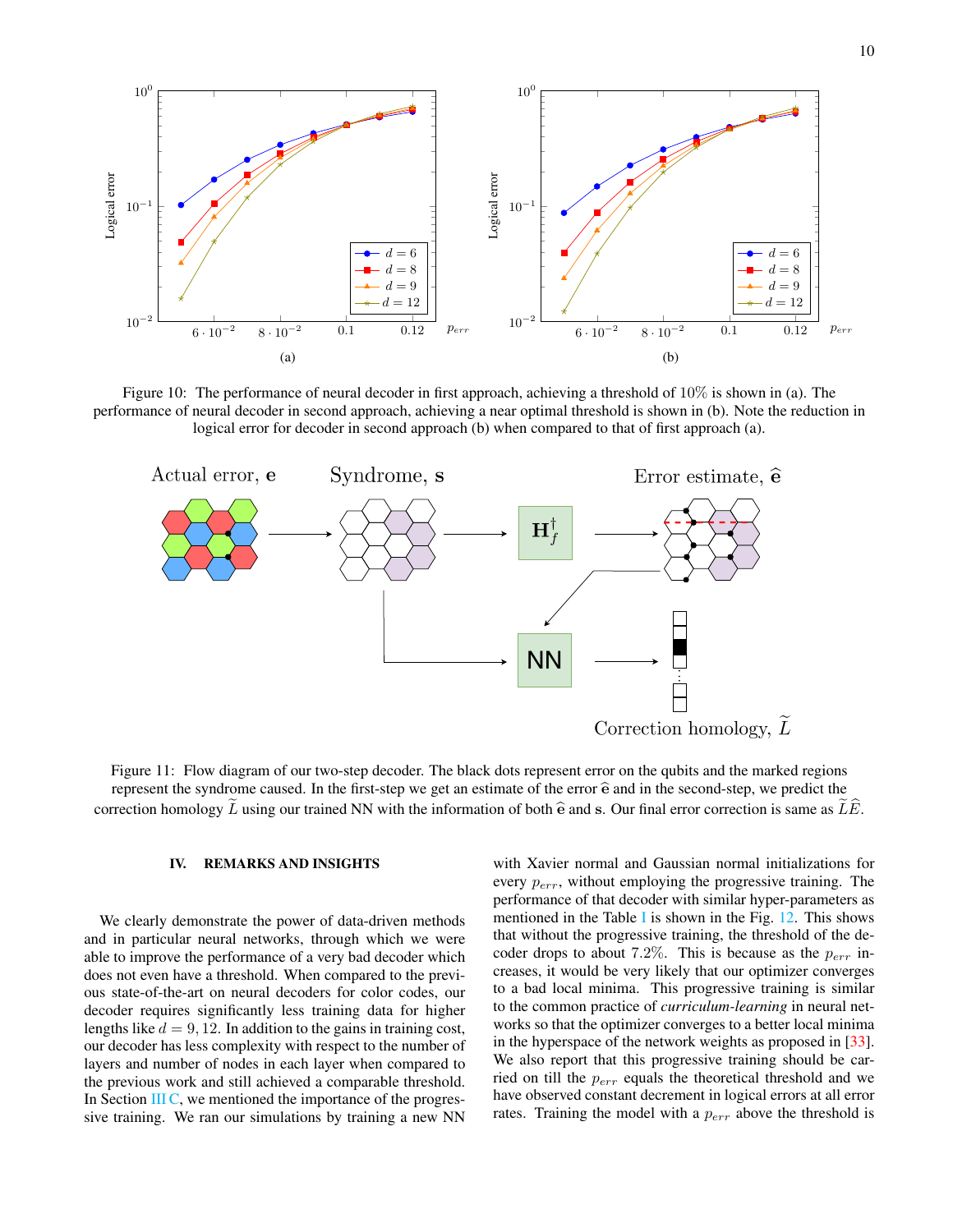Figure 10: The performance of neural decoder in first approach, achieving a threshold of 10% is shown in (a). The performance of neural decoder in second approach, achieving a near optimal threshold is shown in (b). Note the reduction in logical error for decoder in second approach (b) when compared to that of first approach (a).

Figure 11: Flow diagram of our two-step decoder. The black dots represent error on the qubits and the marked regions represent the syndrome caused. In the first-step we get an estimate of the error $\widehat{\mathbf{e}}$ and in the second-step, we predict the correction homology $\widetilde{L}$ using our trained NN with the information of both $\widehat{\mathbf{e}}$ and $\mathbf{s}$. Our final error correction is same as $\widetilde{L}\widehat{E}$.

## IV. REMARKS AND INSIGHTS

We clearly demonstrate the power of data-driven methods and in particular neural networks, through which we were able to improve the performance of a very bad decoder which does not even have a threshold. When compared to the previous state-of-the-art on neural decoders for color codes, our decoder requires significantly less training data for higher lengths like $d = 9, 12$. In addition to the gains in training cost, our decoder has less complexity with respect to the number of layers and number of nodes in each layer when compared to the previous work and still achieved a comparable threshold. In Section III C, we mentioned the importance of the progressive training. We ran our simulations by training a new NN with Xavier normal and Gaussian normal initializations for every $p_{err}$, without employing the progressive training. The performance of that decoder with similar hyper-parameters as mentioned in the Table I is shown in the Fig. 12. This shows that without the progressive training, the threshold of the decoder drops to about 7.2%. This is because as the $p_{err}$ increases, it would be very likely that our optimizer converges to a bad local minima. This progressive training is similar to the common practice of *curriculum-learning* in neural networks so that the optimizer converges to a better local minima in the hyperspace of the network weights as proposed in [33]. We also report that this progressive training should be carried on till the $p_{err}$ equals the theoretical threshold and we have observed constant decrement in logical errors at all error rates. Training the model with a $p_{err}$ above the threshold is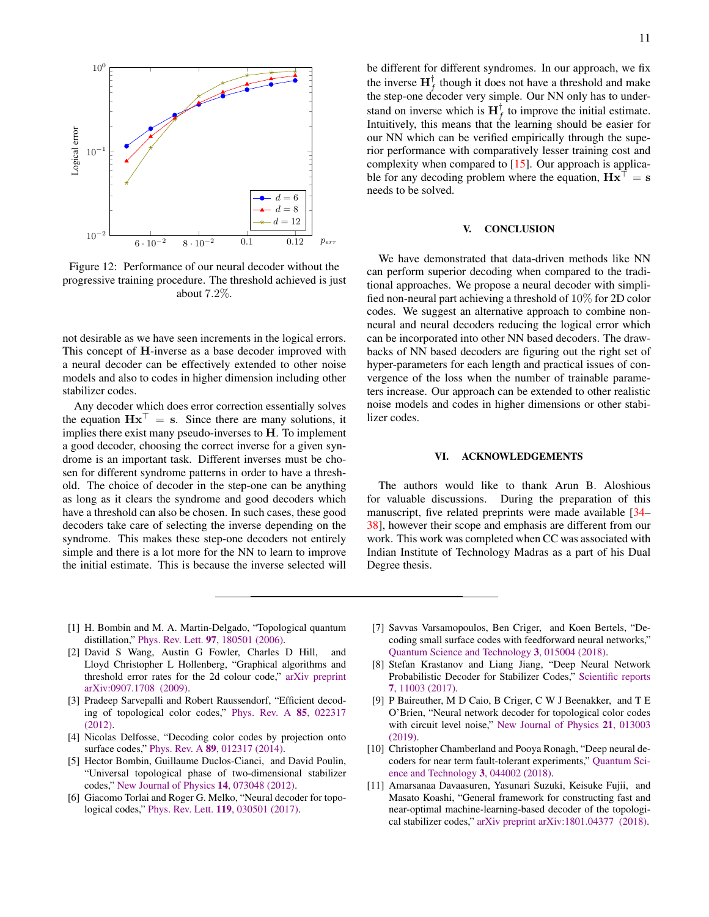Figure 12: Performance of our neural decoder without the progressive training procedure. The threshold achieved is just about 7.2%.

not desirable as we have seen increments in the logical errors. This concept of $\mathbf{H}$-inverse as a base decoder improved with a neural decoder can be effectively extended to other noise models and also to codes in higher dimension including other stabilizer codes.

Any decoder which does error correction essentially solves the equation $\mathbf{H}\mathbf{x}^\top = \mathbf{s}$. Since there are many solutions, it implies there exist many pseudo-inverses to $\mathbf{H}$. To implement a good decoder, choosing the correct inverse for a given syndrome is an important task. Different inverses must be chosen for different syndrome patterns in order to have a threshold. The choice of decoder in the step-one can be anything as long as it clears the syndrome and good decoders which have a threshold can also be chosen. In such cases, these good decoders take care of selecting the inverse depending on the syndrome. This makes these step-one decoders not entirely simple and there is a lot more for the NN to learn to improve the initial estimate. This is because the inverse selected will be different for different syndromes. In our approach, we fix the inverse $\mathbf{H}_f^\dagger$ though it does not have a threshold and make the step-one decoder very simple. Our NN only has to understand on inverse which is $\mathbf{H}_f^\dagger$ to improve the initial estimate. Intuitively, this means that the learning should be easier for our NN which can be verified empirically through the superior performance with comparatively lesser training cost and complexity when compared to [15]. Our approach is applicable for any decoding problem where the equation, $\mathbf{H}\mathbf{x}^\top = \mathbf{s}$ needs to be solved.

## V. CONCLUSION

We have demonstrated that data-driven methods like NN can perform superior decoding when compared to the traditional approaches. We propose a neural decoder with simplified non-neural part achieving a threshold of 10% for 2D color codes. We suggest an alternative approach to combine non-neural and neural decoders reducing the logical error which can be incorporated into other NN based decoders. The drawbacks of NN based decoders are figuring out the right set of hyper-parameters for each length and practical issues of convergence of the loss when the number of trainable parameters increase. Our approach can be extended to other realistic noise models and codes in higher dimensions or other stabilizer codes.

## VI. ACKNOWLEDGEMENTS

The authors would like to thank Arun B. Aloshious for valuable discussions. During the preparation of this manuscript, five related preprints were made available [34–38], however their scope and emphasis are different from our work. This work was completed when CC was associated with Indian Institute of Technology Madras as a part of his Dual Degree thesis.

---

[1] H. Bombin and M. A. Martin-Delgado, "Topological quantum distillation," Phys. Rev. Lett. **97**, 180501 (2006).

[2] David S Wang, Austin G Fowler, Charles D Hill, and Lloyd Christopher L Hollenberg, "Graphical algorithms and threshold error rates for the 2d colour code," arXiv preprint arXiv:0907.1708 (2009).

[3] Pradeep Sarvepalli and Robert Raussendorf, "Efficient decoding of topological color codes," Phys. Rev. A **85**, 022317 (2012).

[4] Nicolas Delfosse, "Decoding color codes by projection onto surface codes," Phys. Rev. A **89**, 012317 (2014).

[5] Hector Bombin, Guillaume Duclos-Cianci, and David Poulin, "Universal topological phase of two-dimensional stabilizer codes," New Journal of Physics **14**, 073048 (2012).

[6] Giacomo Torlai and Roger G. Melko, "Neural decoder for topological codes," Phys. Rev. Lett. **119**, 030501 (2017).

[7] Savvas Varsamopoulos, Ben Criger, and Koen Bertels, "Decoding small surface codes with feedforward neural networks," Quantum Science and Technology **3**, 015004 (2018).

[8] Stefan Krastanov and Liang Jiang, "Deep Neural Network Probabilistic Decoder for Stabilizer Codes," Scientific reports **7**, 11003 (2017).

[9] P Baireuther, M D Caio, B Criger, C W J Beenakker, and T E O'Brien, "Neural network decoder for topological color codes with circuit level noise," New Journal of Physics **21**, 013003 (2019).

[10] Christopher Chamberland and Pooya Ronagh, "Deep neural decoders for near term fault-tolerant experiments," Quantum Science and Technology **3**, 044002 (2018).

[11] Amarsanaa Davaasuren, Yasunari Suzuki, Keisuke Fujii, and Masato Koashi, "General framework for constructing fast and near-optimal machine-learning-based decoder of the topological stabilizer codes," arXiv preprint arXiv:1801.04377 (2018).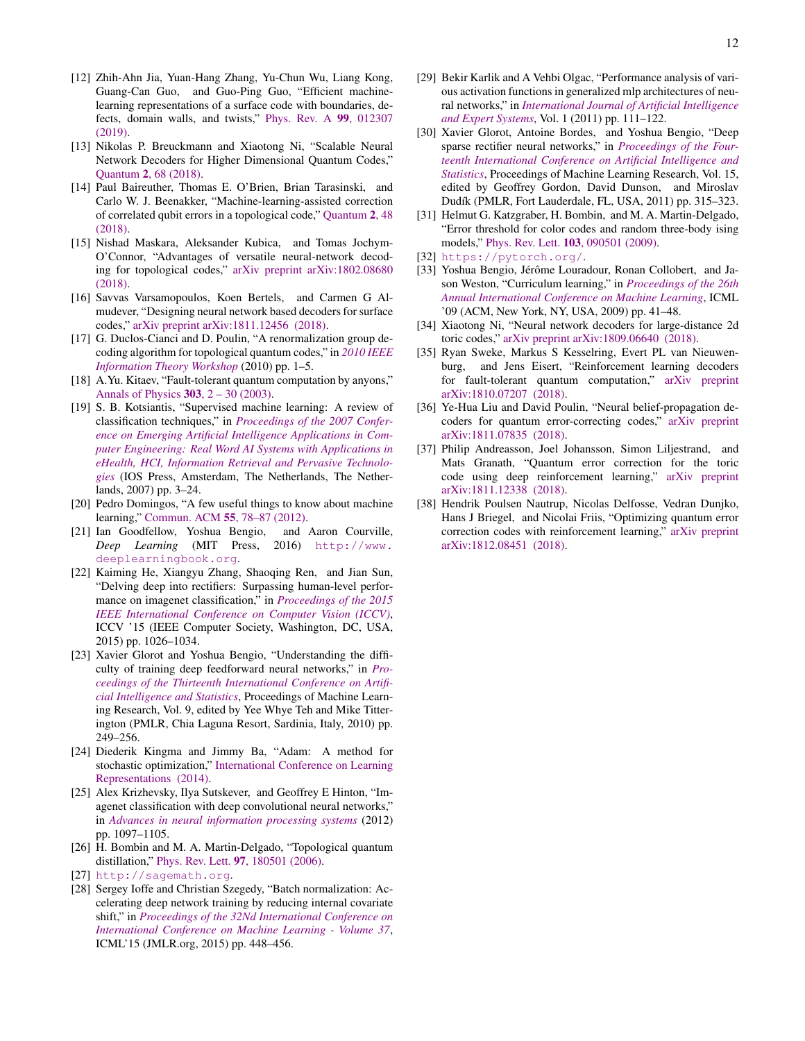[12] Zhih-Ahn Jia, Yuan-Hang Zhang, Yu-Chun Wu, Liang Kong, Guang-Can Guo, and Guo-Ping Guo, "Efficient machine-learning representations of a surface code with boundaries, defects, domain walls, and twists," Phys. Rev. A **99**, 012307 (2019).

[13] Nikolas P. Breuckmann and Xiaotong Ni, "Scalable Neural Network Decoders for Higher Dimensional Quantum Codes," Quantum **2**, 68 (2018).

[14] Paul Baireuther, Thomas E. O'Brien, Brian Tarasinski, and Carlo W. J. Beenakker, "Machine-learning-assisted correction of correlated qubit errors in a topological code," Quantum **2**, 48 (2018).

[15] Nishad Maskara, Aleksander Kubica, and Tomas Jochym-O'Connor, "Advantages of versatile neural-network decoding for topological codes," arXiv preprint arXiv:1802.08680 (2018).

[16] Savvas Varsamopoulos, Koen Bertels, and Carmen G Almudever, "Designing neural network based decoders for surface codes," arXiv preprint arXiv:1811.12456 (2018).

[17] G. Duclos-Cianci and D. Poulin, "A renormalization group decoding algorithm for topological quantum codes," in *2010 IEEE Information Theory Workshop* (2010) pp. 1–5.

[18] A.Yu. Kitaev, "Fault-tolerant quantum computation by anyons," Annals of Physics **303**, 2 – 30 (2003).

[19] S. B. Kotsiantis, "Supervised machine learning: A review of classification techniques," in *Proceedings of the 2007 Conference on Emerging Artificial Intelligence Applications in Computer Engineering: Real Word AI Systems with Applications in eHealth, HCI, Information Retrieval and Pervasive Technologies* (IOS Press, Amsterdam, The Netherlands, The Netherlands, 2007) pp. 3–24.

[20] Pedro Domingos, "A few useful things to know about machine learning," Commun. ACM **55**, 78–87 (2012).

[21] Ian Goodfellow, Yoshua Bengio, and Aaron Courville, *Deep Learning* (MIT Press, 2016) http://www.deeplearningbook.org.

[22] Kaiming He, Xiangyu Zhang, Shaoqing Ren, and Jian Sun, "Delving deep into rectifiers: Surpassing human-level performance on imagenet classification," in *Proceedings of the 2015 IEEE International Conference on Computer Vision (ICCV)*, ICCV '15 (IEEE Computer Society, Washington, DC, USA, 2015) pp. 1026–1034.

[23] Xavier Glorot and Yoshua Bengio, "Understanding the difficulty of training deep feedforward neural networks," in *Proceedings of the Thirteenth International Conference on Artificial Intelligence and Statistics*, Proceedings of Machine Learning Research, Vol. 9, edited by Yee Whye Teh and Mike Titterington (PMLR, Chia Laguna Resort, Sardinia, Italy, 2010) pp. 249–256.

[24] Diederik Kingma and Jimmy Ba, "Adam: A method for stochastic optimization," International Conference on Learning Representations (2014).

[25] Alex Krizhevsky, Ilya Sutskever, and Geoffrey E Hinton, "Imagenet classification with deep convolutional neural networks," in *Advances in neural information processing systems* (2012) pp. 1097–1105.

[26] H. Bombin and M. A. Martin-Delgado, "Topological quantum distillation," Phys. Rev. Lett. **97**, 180501 (2006).

[27] http://sagemath.org.

[28] Sergey Ioffe and Christian Szegedy, "Batch normalization: Accelerating deep network training by reducing internal covariate shift," in *Proceedings of the 32Nd International Conference on International Conference on Machine Learning - Volume 37*, ICML'15 (JMLR.org, 2015) pp. 448–456.

[29] Bekir Karlik and A Vehbi Olgac, "Performance analysis of various activation functions in generalized mlp architectures of neural networks," in *International Journal of Artificial Intelligence and Expert Systems*, Vol. 1 (2011) pp. 111–122.

[30] Xavier Glorot, Antoine Bordes, and Yoshua Bengio, "Deep sparse rectifier neural networks," in *Proceedings of the Fourteenth International Conference on Artificial Intelligence and Statistics*, Proceedings of Machine Learning Research, Vol. 15, edited by Geoffrey Gordon, David Dunson, and Miroslav Dudík (PMLR, Fort Lauderdale, FL, USA, 2011) pp. 315–323.

[31] Helmut G. Katzgraber, H. Bombin, and M. A. Martin-Delgado, "Error threshold for color codes and random three-body ising models," Phys. Rev. Lett. **103**, 090501 (2009).

[32] https://pytorch.org/.

[33] Yoshua Bengio, Jérôme Louradour, Ronan Collobert, and Jason Weston, "Curriculum learning," in *Proceedings of the 26th Annual International Conference on Machine Learning*, ICML '09 (ACM, New York, NY, USA, 2009) pp. 41–48.

[34] Xiaotong Ni, "Neural network decoders for large-distance 2d toric codes," arXiv preprint arXiv:1809.06640 (2018).

[35] Ryan Sweke, Markus S Kesselring, Evert PL van Nieuwenburg, and Jens Eisert, "Reinforcement learning decoders for fault-tolerant quantum computation," arXiv preprint arXiv:1810.07207 (2018).

[36] Ye-Hua Liu and David Poulin, "Neural belief-propagation decoders for quantum error-correcting codes," arXiv preprint arXiv:1811.07835 (2018).

[37] Philip Andreasson, Joel Johansson, Simon Liljestrand, and Mats Granath, "Quantum error correction for the toric code using deep reinforcement learning," arXiv preprint arXiv:1811.12338 (2018).

[38] Hendrik Poulsen Nautrup, Nicolas Delfosse, Vedran Dunjko, Hans J Briegel, and Nicolai Friis, "Optimizing quantum error correction codes with reinforcement learning," arXiv preprint arXiv:1812.08451 (2018).